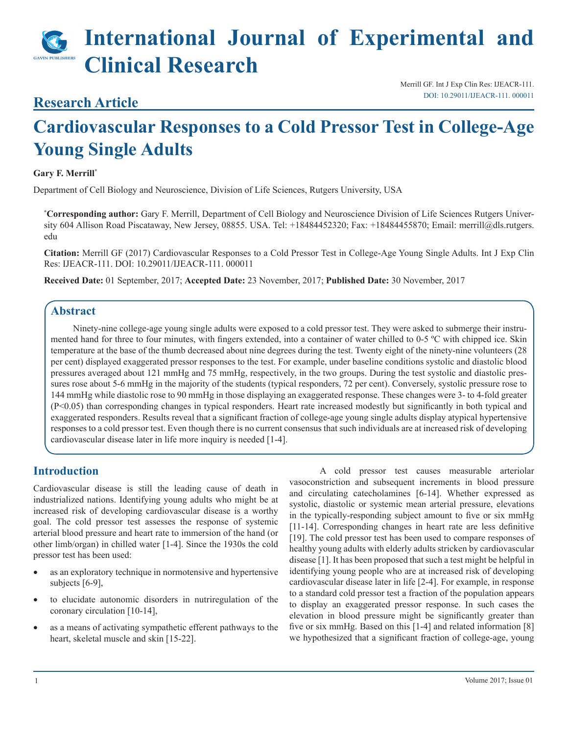# International Journal of Experimental and Clinical Research

## Research Article

# Cardiovascular Responses to a Cold Pressor Test in College-Age Young Single Adults

**Gary F. Merrill***

Department of Cell Biology and Neuroscience, Division of Life Sciences, Rutgers University, USA

***Corresponding author:** Gary F. Merrill, Department of Cell Biology and Neuroscience Division of Life Sciences Rutgers University 604 Allison Road Piscataway, New Jersey, 08855. USA. Tel: +18484452320; Fax: +18484455870; Email: merrill@dls.rutgers.edu

**Citation:** Merrill GF (2017) Cardiovascular Responses to a Cold Pressor Test in College-Age Young Single Adults. Int J Exp Clin Res: IJEACR-111. DOI: 10.29011/IJEACR-111. 000011

**Received Date:** 01 September, 2017; **Accepted Date:** 23 November, 2017; **Published Date:** 30 November, 2017

## Abstract

Ninety-nine college-age young single adults were exposed to a cold pressor test. They were asked to submerge their instrumented hand for three to four minutes, with fingers extended, into a container of water chilled to 0-5 ºC with chipped ice. Skin temperature at the base of the thumb decreased about nine degrees during the test. Twenty eight of the ninety-nine volunteers (28 per cent) displayed exaggerated pressor responses to the test. For example, under baseline conditions systolic and diastolic blood pressures averaged about 121 mmHg and 75 mmHg, respectively, in the two groups. During the test systolic and diastolic pressures rose about 5-6 mmHg in the majority of the students (typical responders, 72 per cent). Conversely, systolic pressure rose to 144 mmHg while diastolic rose to 90 mmHg in those displaying an exaggerated response. These changes were 3- to 4-fold greater ($P<0.05$) than corresponding changes in typical responders. Heart rate increased modestly but significantly in both typical and exaggerated responders. Results reveal that a significant fraction of college-age young single adults display atypical hypertensive responses to a cold pressor test. Even though there is no current consensus that such individuals are at increased risk of developing cardiovascular disease later in life more inquiry is needed [1-4].

## Introduction

Cardiovascular disease is still the leading cause of death in industrialized nations. Identifying young adults who might be at increased risk of developing cardiovascular disease is a worthy goal. The cold pressor test assesses the response of systemic arterial blood pressure and heart rate to immersion of the hand (or other limb/organ) in chilled water [1-4]. Since the 1930s the cold pressor test has been used:

- as an exploratory technique in normotensive and hypertensive subjects [6-9],
- to elucidate autonomic disorders in nutriregulation of the coronary circulation [10-14],
- as a means of activating sympathetic efferent pathways to the heart, skeletal muscle and skin [15-22].

A cold pressor test causes measurable arteriolar vasoconstriction and subsequent increments in blood pressure and circulating catecholamines [6-14]. Whether expressed as systolic, diastolic or systemic mean arterial pressure, elevations in the typically-responding subject amount to five or six mmHg [11-14]. Corresponding changes in heart rate are less definitive [19]. The cold pressor test has been used to compare responses of healthy young adults with elderly adults stricken by cardiovascular disease [1]. It has been proposed that such a test might be helpful in identifying young people who are at increased risk of developing cardiovascular disease later in life [2-4]. For example, in response to a standard cold pressor test a fraction of the population appears to display an exaggerated pressor response. In such cases the elevation in blood pressure might be significantly greater than five or six mmHg. Based on this [1-4] and related information [8] we hypothesized that a significant fraction of college-age, young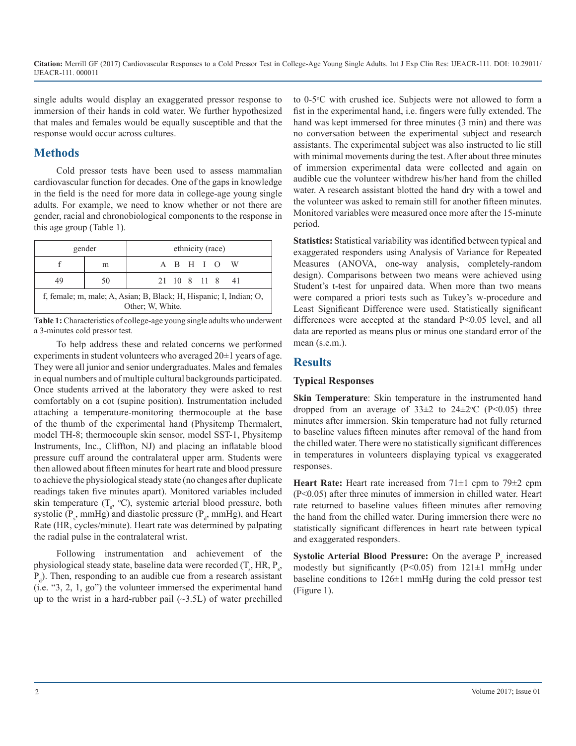single adults would display an exaggerated pressor response to immersion of their hands in cold water. We further hypothesized that males and females would be equally susceptible and that the response would occur across cultures.

## Methods

Cold pressor tests have been used to assess mammalian cardiovascular function for decades. One of the gaps in knowledge in the field is the need for more data in college-age young single adults. For example, we need to know whether or not there are gender, racial and chronobiological components to the response in this age group (Table 1).

| gender | | ethnicity (race) | | | | |
|---|---|---|---|---|---|---|
| f | m | A | B | H | I | O | W |
| 49 | 50 | 21 | 10 | 8 | 11 | 8 | 41 |

f, female; m, male; A, Asian; B, Black; H, Hispanic; I, Indian; O, Other; W, White.

**Table 1:** Characteristics of college-age young single adults who underwent a 3-minutes cold pressor test.

To help address these and related concerns we performed experiments in student volunteers who averaged 20±1 years of age. They were all junior and senior undergraduates. Males and females in equal numbers and of multiple cultural backgrounds participated. Once students arrived at the laboratory they were asked to rest comfortably on a cot (supine position). Instrumentation included attaching a temperature-monitoring thermocouple at the base of the thumb of the experimental hand (Physitemp Thermalert, model TH-8; thermocouple skin sensor, model SST-1, Physitemp Instruments, Inc., Cliffton, NJ) and placing an inflatable blood pressure cuff around the contralateral upper arm. Students were then allowed about fifteen minutes for heart rate and blood pressure to achieve the physiological steady state (no changes after duplicate readings taken five minutes apart). Monitored variables included skin temperature ($T_s$, °C), systemic arterial blood pressure, both systolic ($P_s$, mmHg) and diastolic pressure ($P_d$, mmHg), and Heart Rate (HR, cycles/minute). Heart rate was determined by palpating the radial pulse in the contralateral wrist.

Following instrumentation and achievement of the physiological steady state, baseline data were recorded ($T_s$, HR, $P_s$, $P_d$). Then, responding to an audible cue from a research assistant (i.e. "3, 2, 1, go") the volunteer immersed the experimental hand up to the wrist in a hard-rubber pail (~3.5L) of water prechilled to 0-5°C with crushed ice. Subjects were not allowed to form a fist in the experimental hand, i.e. fingers were fully extended. The hand was kept immersed for three minutes (3 min) and there was no conversation between the experimental subject and research assistants. The experimental subject was also instructed to lie still with minimal movements during the test. After about three minutes of immersion experimental data were collected and again on audible cue the volunteer withdrew his/her hand from the chilled water. A research assistant blotted the hand dry with a towel and the volunteer was asked to remain still for another fifteen minutes. Monitored variables were measured once more after the 15-minute period.

**Statistics:** Statistical variability was identified between typical and exaggerated responders using Analysis of Variance for Repeated Measures (ANOVA, one-way analysis, completely-random design). Comparisons between two means were achieved using Student's t-test for unpaired data. When more than two means were compared a priori tests such as Tukey's w-procedure and Least Significant Difference were used. Statistically significant differences were accepted at the standard $P<0.05$ level, and all data are reported as means plus or minus one standard error of the mean (s.e.m.).

## Results

### Typical Responses

**Skin Temperature**: Skin temperature in the instrumented hand dropped from an average of 33±2 to 24±2°C ($P<0.05$) three minutes after immersion. Skin temperature had not fully returned to baseline values fifteen minutes after removal of the hand from the chilled water. There were no statistically significant differences in temperatures in volunteers displaying typical vs exaggerated responses.

**Heart Rate:** Heart rate increased from 71±1 cpm to 79±2 cpm ($P<0.05$) after three minutes of immersion in chilled water. Heart rate returned to baseline values fifteen minutes after removing the hand from the chilled water. During immersion there were no statistically significant differences in heart rate between typical and exaggerated responders.

**Systolic Arterial Blood Pressure:** On the average $P_s$ increased modestly but significantly ($P<0.05$) from 121±1 mmHg under baseline conditions to 126±1 mmHg during the cold pressor test (Figure 1).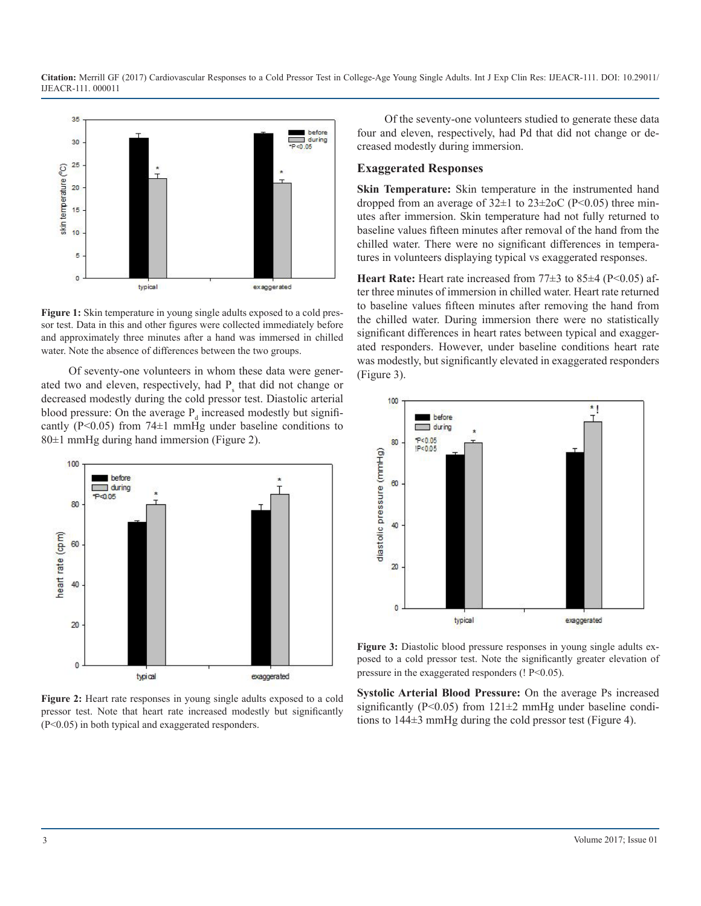Figure 1: Skin temperature in young single adults exposed to a cold pressor test. Data in this and other figures were collected immediately before and approximately three minutes after a hand was immersed in chilled water. Note the absence of differences between the two groups.

Of seventy-one volunteers in whom these data were generated two and eleven, respectively, had $P_s$ that did not change or decreased modestly during the cold pressor test. Diastolic arterial blood pressure: On the average $P_d$ increased modestly but significantly ($P<0.05$) from 74±1 mmHg under baseline conditions to 80±1 mmHg during hand immersion (Figure 2).

Figure 2: Heart rate responses in young single adults exposed to a cold pressor test. Note that heart rate increased modestly but significantly ($P<0.05$) in both typical and exaggerated responders.

Of the seventy-one volunteers studied to generate these data four and eleven, respectively, had Pd that did not change or decreased modestly during immersion.

## Exaggerated Responses

**Skin Temperature:** Skin temperature in the instrumented hand dropped from an average of 32±1 to 23±2oC ($P<0.05$) three minutes after immersion. Skin temperature had not fully returned to baseline values fifteen minutes after removal of the hand from the chilled water. There were no significant differences in temperatures in volunteers displaying typical vs exaggerated responses.

**Heart Rate:** Heart rate increased from 77±3 to 85±4 ($P<0.05$) after three minutes of immersion in chilled water. Heart rate returned to baseline values fifteen minutes after removing the hand from the chilled water. During immersion there were no statistically significant differences in heart rates between typical and exaggerated responders. However, under baseline conditions heart rate was modestly, but significantly elevated in exaggerated responders (Figure 3).

Figure 3: Diastolic blood pressure responses in young single adults exposed to a cold pressor test. Note the significantly greater elevation of pressure in the exaggerated responders (! $P<0.05$).

**Systolic Arterial Blood Pressure:** On the average Ps increased significantly ($P<0.05$) from 121±2 mmHg under baseline conditions to 144±3 mmHg during the cold pressor test (Figure 4).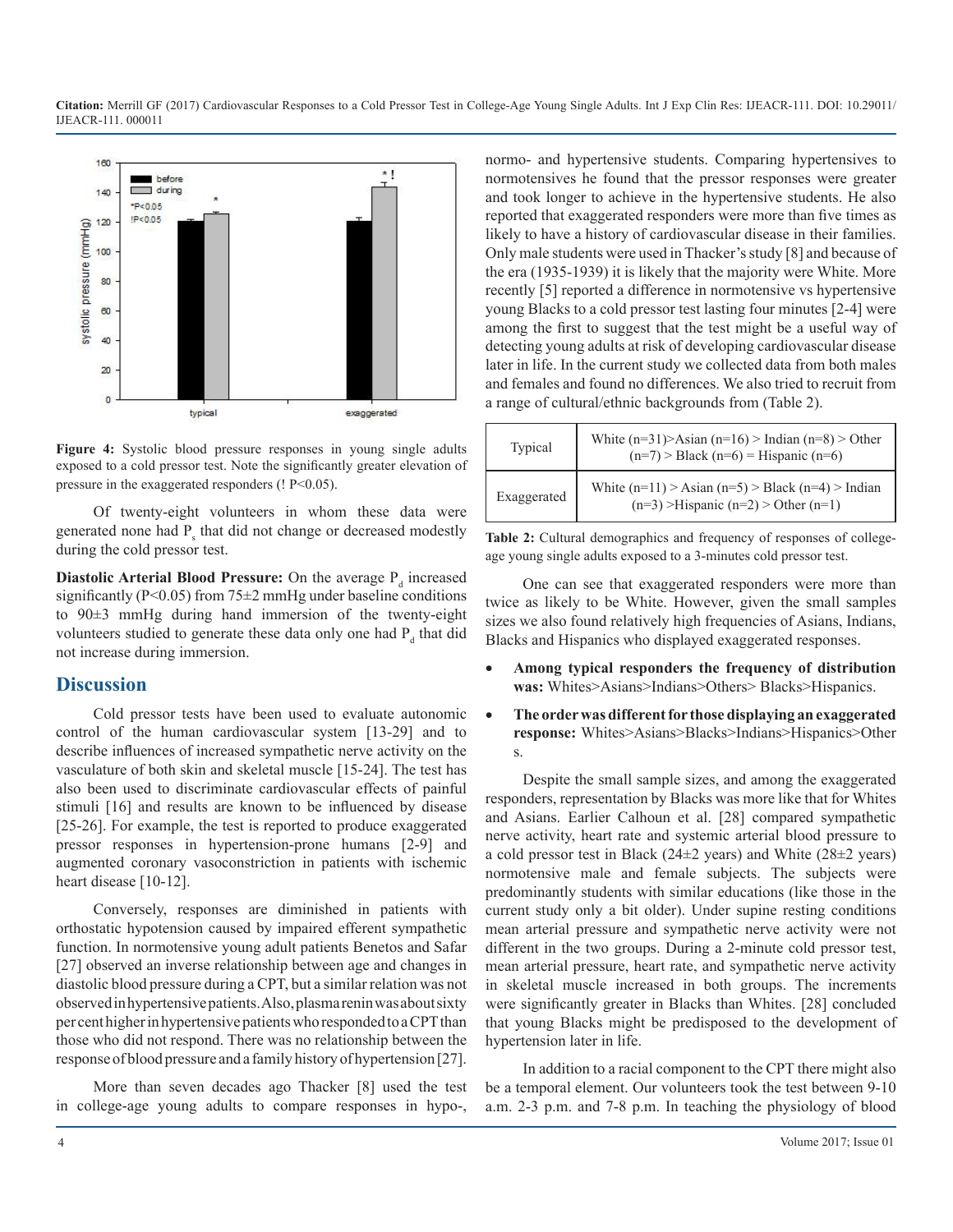Figure 4: Systolic blood pressure responses in young single adults exposed to a cold pressor test. Note the significantly greater elevation of pressure in the exaggerated responders (! P<0.05).

Of twenty-eight volunteers in whom these data were generated none had $P_s$ that did not change or decreased modestly during the cold pressor test.

**Diastolic Arterial Blood Pressure:** On the average $P_d$ increased significantly (P<0.05) from 75±2 mmHg under baseline conditions to 90±3 mmHg during hand immersion of the twenty-eight volunteers studied to generate these data only one had $P_d$ that did not increase during immersion.

## Discussion

Cold pressor tests have been used to evaluate autonomic control of the human cardiovascular system [13-29] and to describe influences of increased sympathetic nerve activity on the vasculature of both skin and skeletal muscle [15-24]. The test has also been used to discriminate cardiovascular effects of painful stimuli [16] and results are known to be influenced by disease [25-26]. For example, the test is reported to produce exaggerated pressor responses in hypertension-prone humans [2-9] and augmented coronary vasoconstriction in patients with ischemic heart disease [10-12].

Conversely, responses are diminished in patients with orthostatic hypotension caused by impaired efferent sympathetic function. In normotensive young adult patients Benetos and Safar [27] observed an inverse relationship between age and changes in diastolic blood pressure during a CPT, but a similar relation was not observed in hypertensive patients. Also, plasma renin was about sixty per cent higher in hypertensive patients who responded to a CPT than those who did not respond. There was no relationship between the response of blood pressure and a family history of hypertension [27].

More than seven decades ago Thacker [8] used the test in college-age young adults to compare responses in hypo-, normo- and hypertensive students. Comparing hypertensives to normotensives he found that the pressor responses were greater and took longer to achieve in the hypertensive students. He also reported that exaggerated responders were more than five times as likely to have a history of cardiovascular disease in their families. Only male students were used in Thacker's study [8] and because of the era (1935-1939) it is likely that the majority were White. More recently [5] reported a difference in normotensive vs hypertensive young Blacks to a cold pressor test lasting four minutes [2-4] were among the first to suggest that the test might be a useful way of detecting young adults at risk of developing cardiovascular disease later in life. In the current study we collected data from both males and females and found no differences. We also tried to recruit from a range of cultural/ethnic backgrounds from (Table 2).

| | |
|---|---|
| Typical | White (n=31)>Asian (n=16) > Indian (n=8) > Other (n=7) > Black (n=6) = Hispanic (n=6) |
| Exaggerated | White (n=11) > Asian (n=5) > Black (n=4) > Indian (n=3) >Hispanic (n=2) > Other (n=1) |

Table 2: Cultural demographics and frequency of responses of college-age young single adults exposed to a 3-minutes cold pressor test.

One can see that exaggerated responders were more than twice as likely to be White. However, given the small samples sizes we also found relatively high frequencies of Asians, Indians, Blacks and Hispanics who displayed exaggerated responses.

- **Among typical responders the frequency of distribution was:** Whites>Asians>Indians>Others> Blacks>Hispanics.
- **The order was different for those displaying an exaggerated response:** Whites>Asians>Blacks>Indians>Hispanics>Others.

Despite the small sample sizes, and among the exaggerated responders, representation by Blacks was more like that for Whites and Asians. Earlier Calhoun et al. [28] compared sympathetic nerve activity, heart rate and systemic arterial blood pressure to a cold pressor test in Black (24±2 years) and White (28±2 years) normotensive male and female subjects. The subjects were predominantly students with similar educations (like those in the current study only a bit older). Under supine resting conditions mean arterial pressure and sympathetic nerve activity were not different in the two groups. During a 2-minute cold pressor test, mean arterial pressure, heart rate, and sympathetic nerve activity in skeletal muscle increased in both groups. The increments were significantly greater in Blacks than Whites. [28] concluded that young Blacks might be predisposed to the development of hypertension later in life.

In addition to a racial component to the CPT there might also be a temporal element. Our volunteers took the test between 9-10 a.m. 2-3 p.m. and 7-8 p.m. In teaching the physiology of blood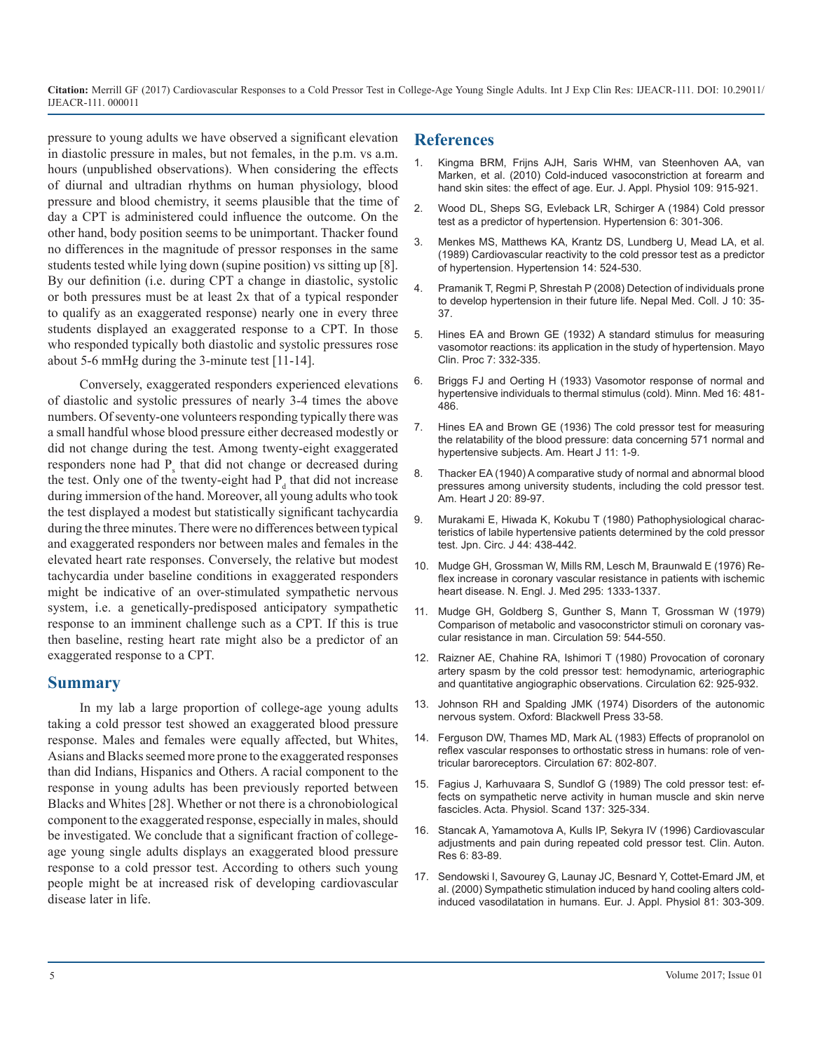pressure to young adults we have observed a significant elevation in diastolic pressure in males, but not females, in the p.m. vs a.m. hours (unpublished observations). When considering the effects of diurnal and ultradian rhythms on human physiology, blood pressure and blood chemistry, it seems plausible that the time of day a CPT is administered could influence the outcome. On the other hand, body position seems to be unimportant. Thacker found no differences in the magnitude of pressor responses in the same students tested while lying down (supine position) vs sitting up [8]. By our definition (i.e. during CPT a change in diastolic, systolic or both pressures must be at least 2x that of a typical responder to qualify as an exaggerated response) nearly one in every three students displayed an exaggerated response to a CPT. In those who responded typically both diastolic and systolic pressures rose about 5-6 mmHg during the 3-minute test [11-14].

Conversely, exaggerated responders experienced elevations of diastolic and systolic pressures of nearly 3-4 times the above numbers. Of seventy-one volunteers responding typically there was a small handful whose blood pressure either decreased modestly or did not change during the test. Among twenty-eight exaggerated responders none had $P_s$ that did not change or decreased during the test. Only one of the twenty-eight had $P_d$ that did not increase during immersion of the hand. Moreover, all young adults who took the test displayed a modest but statistically significant tachycardia during the three minutes. There were no differences between typical and exaggerated responders nor between males and females in the elevated heart rate responses. Conversely, the relative but modest tachycardia under baseline conditions in exaggerated responders might be indicative of an over-stimulated sympathetic nervous system, i.e. a genetically-predisposed anticipatory sympathetic response to an imminent challenge such as a CPT. If this is true then baseline, resting heart rate might also be a predictor of an exaggerated response to a CPT.

## Summary

In my lab a large proportion of college-age young adults taking a cold pressor test showed an exaggerated blood pressure response. Males and females were equally affected, but Whites, Asians and Blacks seemed more prone to the exaggerated responses than did Indians, Hispanics and Others. A racial component to the response in young adults has been previously reported between Blacks and Whites [28]. Whether or not there is a chronobiological component to the exaggerated response, especially in males, should be investigated. We conclude that a significant fraction of college-age young single adults displays an exaggerated blood pressure response to a cold pressor test. According to others such young people might be at increased risk of developing cardiovascular disease later in life.

## References

1. Kingma BRM, Frijns AJH, Saris WHM, van Steenhoven AA, van Marken, et al. (2010) Cold-induced vasoconstriction at forearm and hand skin sites: the effect of age. Eur. J. Appl. Physiol 109: 915-921.
2. Wood DL, Sheps SG, Evleback LR, Schirger A (1984) Cold pressor test as a predictor of hypertension. Hypertension 6: 301-306.
3. Menkes MS, Matthews KA, Krantz DS, Lundberg U, Mead LA, et al. (1989) Cardiovascular reactivity to the cold pressor test as a predictor of hypertension. Hypertension 14: 524-530.
4. Pramanik T, Regmi P, Shrestah P (2008) Detection of individuals prone to develop hypertension in their future life. Nepal Med. Coll. J 10: 35-37.
5. Hines EA and Brown GE (1932) A standard stimulus for measuring vasomotor reactions: its application in the study of hypertension. Mayo Clin. Proc 7: 332-335.
6. Briggs FJ and Oerting H (1933) Vasomotor response of normal and hypertensive individuals to thermal stimulus (cold). Minn. Med 16: 481-486.
7. Hines EA and Brown GE (1936) The cold pressor test for measuring the relatability of the blood pressure: data concerning 571 normal and hypertensive subjects. Am. Heart J 11: 1-9.
8. Thacker EA (1940) A comparative study of normal and abnormal blood pressures among university students, including the cold pressor test. Am. Heart J 20: 89-97.
9. Murakami E, Hiwada K, Kokubu T (1980) Pathophysiological characteristics of labile hypertensive patients determined by the cold pressor test. Jpn. Circ. J 44: 438-442.
10. Mudge GH, Grossman W, Mills RM, Lesch M, Braunwald E (1976) Reflex increase in coronary vascular resistance in patients with ischemic heart disease. N. Engl. J. Med 295: 1333-1337.
11. Mudge GH, Goldberg S, Gunther S, Mann T, Grossman W (1979) Comparison of metabolic and vasoconstrictor stimuli on coronary vascular resistance in man. Circulation 59: 544-550.
12. Raizner AE, Chahine RA, Ishimori T (1980) Provocation of coronary artery spasm by the cold pressor test: hemodynamic, arteriographic and quantitative angiographic observations. Circulation 62: 925-932.
13. Johnson RH and Spalding JMK (1974) Disorders of the autonomic nervous system. Oxford: Blackwell Press 33-58.
14. Ferguson DW, Thames MD, Mark AL (1983) Effects of propranolol on reflex vascular responses to orthostatic stress in humans: role of ventricular baroreceptors. Circulation 67: 802-807.
15. Fagius J, Karhuvaara S, Sundlof G (1989) The cold pressor test: effects on sympathetic nerve activity in human muscle and skin nerve fascicles. Acta. Physiol. Scand 137: 325-334.
16. Stancak A, Yamamotova A, Kulls IP, Sekyra IV (1996) Cardiovascular adjustments and pain during repeated cold pressor test. Clin. Auton. Res 6: 83-89.
17. Sendowski I, Savourey G, Launay JC, Besnard Y, Cottet-Emard JM, et al. (2000) Sympathetic stimulation induced by hand cooling alters cold-induced vasodilatation in humans. Eur. J. Appl. Physiol 81: 303-309.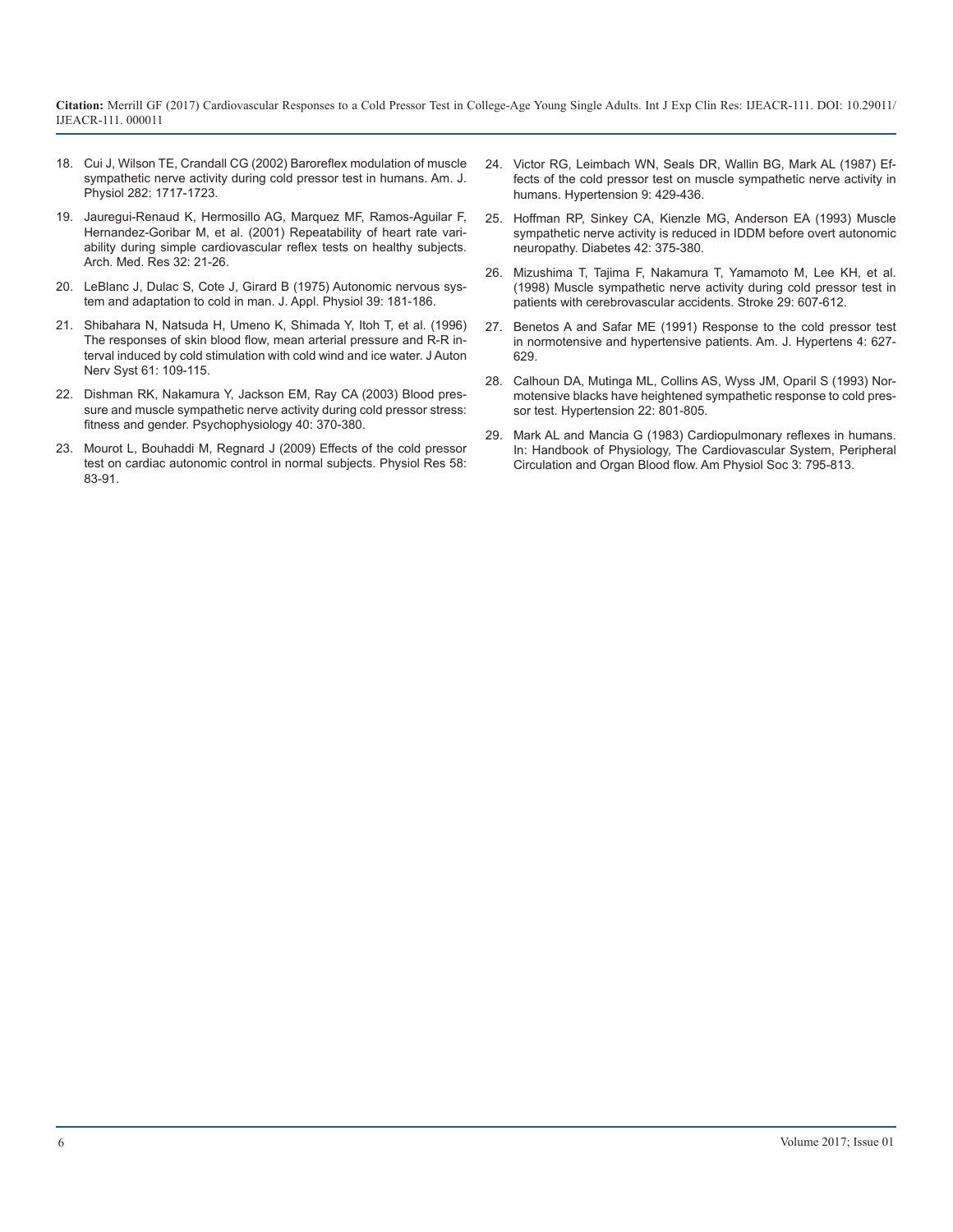18. Cui J, Wilson TE, Crandall CG (2002) Baroreflex modulation of muscle sympathetic nerve activity during cold pressor test in humans. Am. J. Physiol 282: 1717-1723.

19. Jauregui-Renaud K, Hermosillo AG, Marquez MF, Ramos-Aguilar F, Hernandez-Goribar M, et al. (2001) Repeatability of heart rate variability during simple cardiovascular reflex tests on healthy subjects. Arch. Med. Res 32: 21-26.

20. LeBlanc J, Dulac S, Cote J, Girard B (1975) Autonomic nervous system and adaptation to cold in man. J. Appl. Physiol 39: 181-186.

21. Shibahara N, Natsuda H, Umeno K, Shimada Y, Itoh T, et al. (1996) The responses of skin blood flow, mean arterial pressure and R-R interval induced by cold stimulation with cold wind and ice water. J Auton Nerv Syst 61: 109-115.

22. Dishman RK, Nakamura Y, Jackson EM, Ray CA (2003) Blood pressure and muscle sympathetic nerve activity during cold pressor stress: fitness and gender. Psychophysiology 40: 370-380.

23. Mourot L, Bouhaddi M, Regnard J (2009) Effects of the cold pressor test on cardiac autonomic control in normal subjects. Physiol Res 58: 83-91.

24. Victor RG, Leimbach WN, Seals DR, Wallin BG, Mark AL (1987) Effects of the cold pressor test on muscle sympathetic nerve activity in humans. Hypertension 9: 429-436.

25. Hoffman RP, Sinkey CA, Kienzle MG, Anderson EA (1993) Muscle sympathetic nerve activity is reduced in IDDM before overt autonomic neuropathy. Diabetes 42: 375-380.

26. Mizushima T, Tajima F, Nakamura T, Yamamoto M, Lee KH, et al. (1998) Muscle sympathetic nerve activity during cold pressor test in patients with cerebrovascular accidents. Stroke 29: 607-612.

27. Benetos A and Safar ME (1991) Response to the cold pressor test in normotensive and hypertensive patients. Am. J. Hypertens 4: 627-629.

28. Calhoun DA, Mutinga ML, Collins AS, Wyss JM, Oparil S (1993) Normotensive blacks have heightened sympathetic response to cold pressor test. Hypertension 22: 801-805.

29. Mark AL and Mancia G (1983) Cardiopulmonary reflexes in humans. In: Handbook of Physiology, The Cardiovascular System, Peripheral Circulation and Organ Blood flow. Am Physiol Soc 3: 795-813.